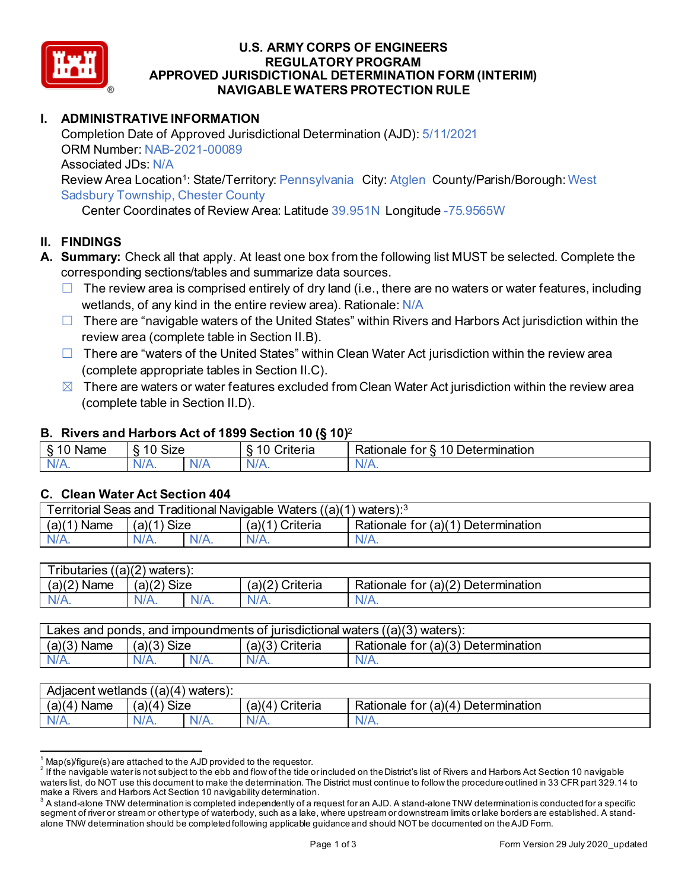# U.S. ARMY CORPS OF ENGINEERS
# REGULATORY PROGRAM
# APPROVED JURISDICTIONAL DETERMINATION FORM (INTERIM)
# NAVIGABLE WATERS PROTECTION RULE

## I. ADMINISTRATIVE INFORMATION

Completion Date of Approved Jurisdictional Determination (AJD): 5/11/2021
ORM Number: NAB-2021-00089
Associated JDs: N/A
Review Area Location[1]: State/Territory: Pennsylvania City: Atglen County/Parish/Borough: West Sadsbury Township, Chester County
Center Coordinates of Review Area: Latitude 39.951N Longitude -75.9565W

## II. FINDINGS

**A. Summary:** Check all that apply. At least one box from the following list MUST be selected. Complete the corresponding sections/tables and summarize data sources.

- ☐ The review area is comprised entirely of dry land (i.e., there are no waters or water features, including wetlands, of any kind in the entire review area). Rationale: N/A
- ☐ There are "navigable waters of the United States" within Rivers and Harbors Act jurisdiction within the review area (complete table in Section II.B).
- ☐ There are "waters of the United States" within Clean Water Act jurisdiction within the review area (complete appropriate tables in Section II.C).
- ☒ There are waters or water features excluded from Clean Water Act jurisdiction within the review area (complete table in Section II.D).

### B. Rivers and Harbors Act of 1899 Section 10 (§ 10)[2]

| § 10 Name | § 10 Size | | § 10 Criteria | Rationale for § 10 Determination |
|---|---|---|---|---|
| N/A. | N/A. | N/A | N/A. | N/A. |

### C. Clean Water Act Section 404

| Territorial Seas and Traditional Navigable Waters ((a)(1) waters):[3] | | | | |
|---|---|---|---|---|
| (a)(1) Name | (a)(1) Size | | (a)(1) Criteria | Rationale for (a)(1) Determination |
| N/A. | N/A. | N/A. | N/A. | N/A. |

| Tributaries ((a)(2) waters): | | | | |
|---|---|---|---|---|
| (a)(2) Name | (a)(2) Size | | (a)(2) Criteria | Rationale for (a)(2) Determination |
| N/A. | N/A. | N/A. | N/A. | N/A. |

| Lakes and ponds, and impoundments of jurisdictional waters ((a)(3) waters): | | | | |
|---|---|---|---|---|
| (a)(3) Name | (a)(3) Size | | (a)(3) Criteria | Rationale for (a)(3) Determination |
| N/A. | N/A. | N/A. | N/A. | N/A. |

| Adjacent wetlands ((a)(4) waters): | | | | |
|---|---|---|---|---|
| (a)(4) Name | (a)(4) Size | | (a)(4) Criteria | Rationale for (a)(4) Determination |
| N/A. | N/A. | N/A. | N/A. | N/A. |

---

[1] Map(s)/figure(s) are attached to the AJD provided to the requestor.
[2] If the navigable water is not subject to the ebb and flow of the tide or included on the District's list of Rivers and Harbors Act Section 10 navigable waters list, do NOT use this document to make the determination. The District must continue to follow the procedure outlined in 33 CFR part 329.14 to make a Rivers and Harbors Act Section 10 navigability determination.
[3] A stand-alone TNW determination is completed independently of a request for an AJD. A stand-alone TNW determination is conducted for a specific segment of river or stream or other type of waterbody, such as a lake, where upstream or downstream limits or lake borders are established. A stand-alone TNW determination should be completed following applicable guidance and should NOT be documented on the AJD Form.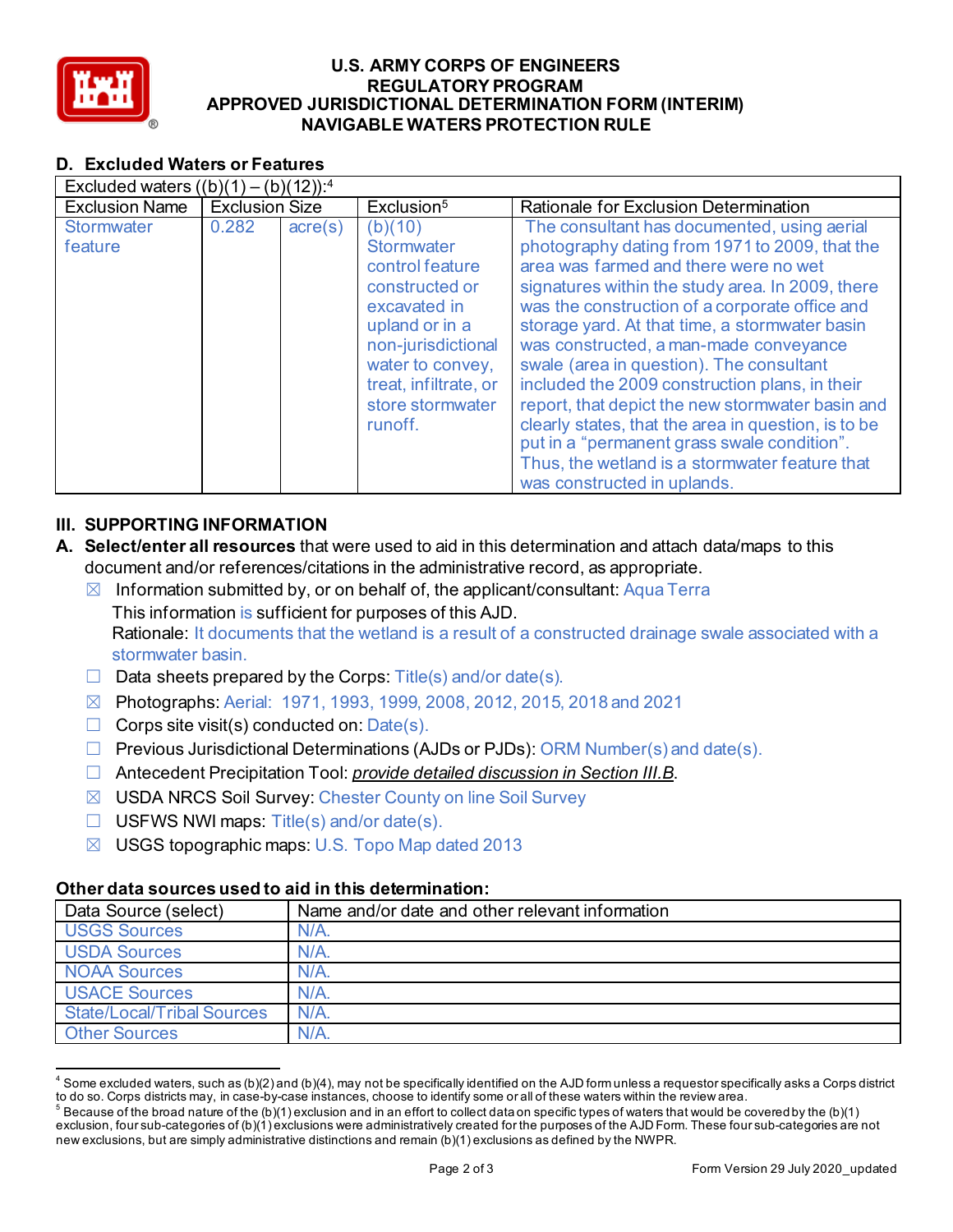## D. Excluded Waters or Features

| Excluded waters ((b)(1) – (b)(12)):[4] | | | | |
|---|---|---|---|---|
| Exclusion Name | Exclusion Size | | Exclusion[5] | Rationale for Exclusion Determination |
| Stormwater feature | 0.282 | acre(s) | (b)(10) Stormwater control feature constructed or excavated in upland or in a non-jurisdictional water to convey, treat, infiltrate, or store stormwater runoff. | The consultant has documented, using aerial photography dating from 1971 to 2009, that the area was farmed and there were no wet signatures within the study area. In 2009, there was the construction of a corporate office and storage yard. At that time, a stormwater basin was constructed, a man-made conveyance swale (area in question). The consultant included the 2009 construction plans, in their report, that depict the new stormwater basin and clearly states, that the area in question, is to be put in a "permanent grass swale condition". Thus, the wetland is a stormwater feature that was constructed in uplands. |

## III. SUPPORTING INFORMATION

**A. Select/enter all resources** that were used to aid in this determination and attach data/maps to this document and/or references/citations in the administrative record, as appropriate.

- ☒ Information submitted by, or on behalf of, the applicant/consultant: Aqua Terra
  This information is sufficient for purposes of this AJD.
  Rationale: It documents that the wetland is a result of a constructed drainage swale associated with a stormwater basin.
- ☐ Data sheets prepared by the Corps: Title(s) and/or date(s).
- ☒ Photographs: Aerial: 1971, 1993, 1999, 2008, 2012, 2015, 2018 and 2021
- ☐ Corps site visit(s) conducted on: Date(s).
- ☐ Previous Jurisdictional Determinations (AJDs or PJDs): ORM Number(s) and date(s).
- ☐ Antecedent Precipitation Tool: *provide detailed discussion in Section III.B*.
- ☒ USDA NRCS Soil Survey: Chester County on line Soil Survey
- ☐ USFWS NWI maps: Title(s) and/or date(s).
- ☒ USGS topographic maps: U.S. Topo Map dated 2013

**Other data sources used to aid in this determination:**

| Data Source (select) | Name and/or date and other relevant information |
|---|---|
| USGS Sources | N/A. |
| USDA Sources | N/A. |
| NOAA Sources | N/A. |
| USACE Sources | N/A. |
| State/Local/Tribal Sources | N/A. |
| Other Sources | N/A. |

[4] Some excluded waters, such as (b)(2) and (b)(4), may not be specifically identified on the AJD form unless a requestor specifically asks a Corps district to do so. Corps districts may, in case-by-case instances, choose to identify some or all of these waters within the review area.
[5] Because of the broad nature of the (b)(1) exclusion and in an effort to collect data on specific types of waters that would be covered by the (b)(1) exclusion, four sub-categories of (b)(1) exclusions were administratively created for the purposes of the AJD Form. These four sub-categories are not new exclusions, but are simply administrative distinctions and remain (b)(1) exclusions as defined by the NWPR.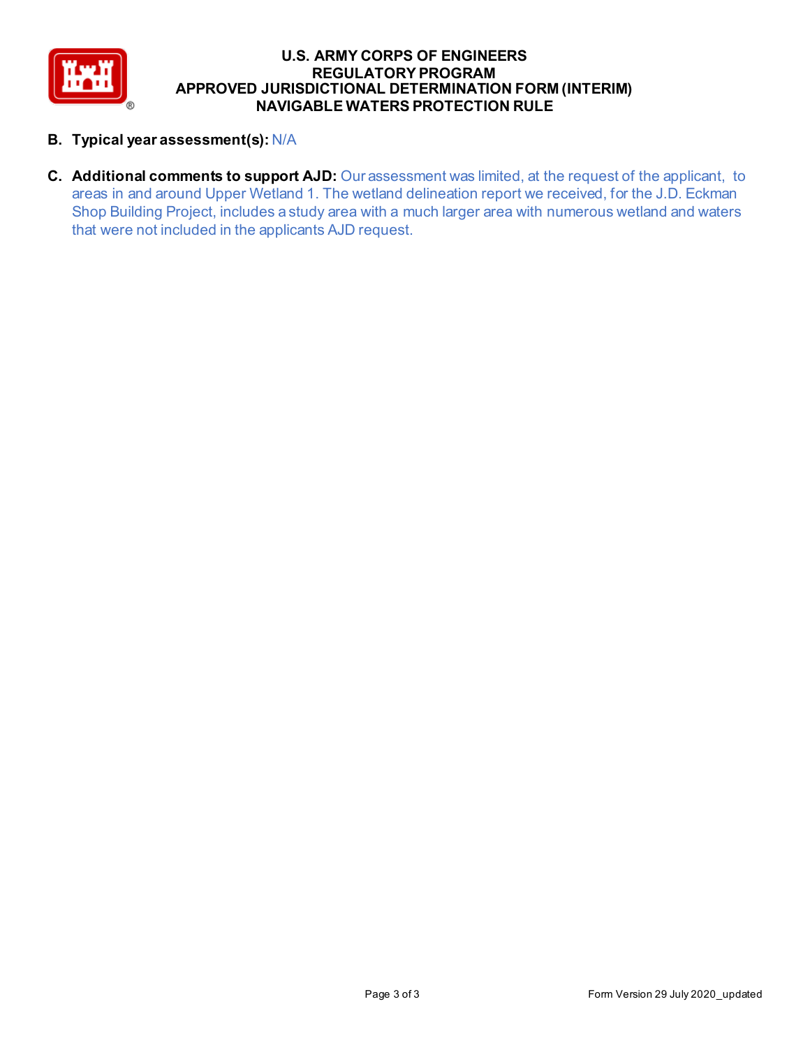**B. Typical year assessment(s):** N/A

**C. Additional comments to support AJD:** Our assessment was limited, at the request of the applicant, to areas in and around Upper Wetland 1. The wetland delineation report we received, for the J.D. Eckman Shop Building Project, includes a study area with a much larger area with numerous wetland and waters that were not included in the applicants AJD request.